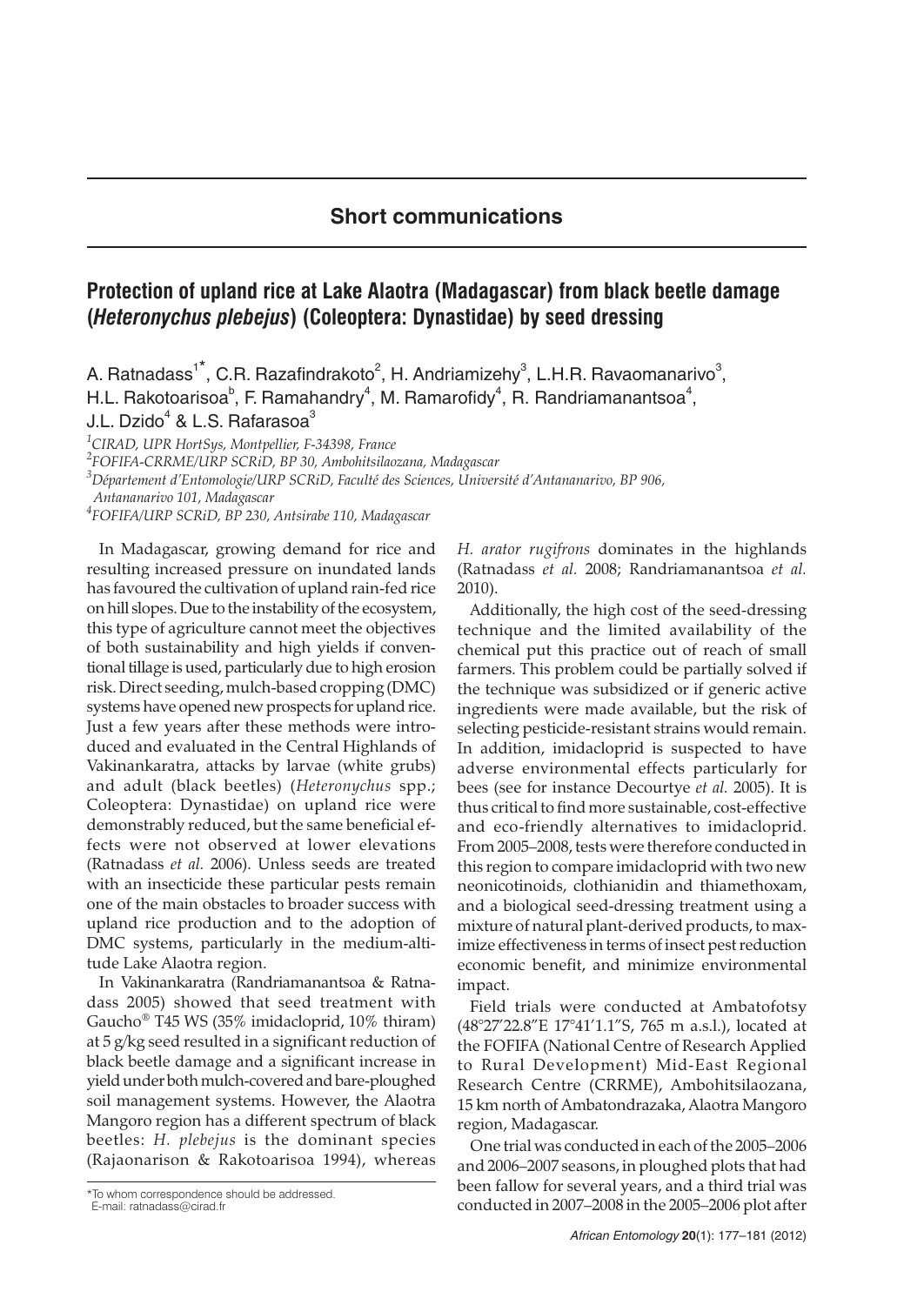## Short communications

# Protection of upland rice at Lake Alaotra (Madagascar) from black beetle damage (*Heteronychus plebejus*) (Coleoptera: Dynastidae) by seed dressing

A. Ratnadass[1*], C.R. Razafindrakoto[2], H. Andriamizehy[3], L.H.R. Ravaomanarivo[3], H.L. Rakotoarisoa[b], F. Ramahandry[4], M. Ramarofidy[4], R. Randriamanantsoa[4], J.L. Dzido[4] & L.S. Rafarasoa[3]

[1]CIRAD, UPR HortSys, Montpellier, F-34398, France

[2]FOFIFA-CRRME/URP SCRiD, BP 30, Ambohitsilaozana, Madagascar

[3]Département d'Entomologie/URP SCRiD, Faculté des Sciences, Université d'Antananarivo, BP 906, Antananarivo 101, Madagascar

[4]FOFIFA/URP SCRiD, BP 230, Antsirabe 110, Madagascar

In Madagascar, growing demand for rice and resulting increased pressure on inundated lands has favoured the cultivation of upland rain-fed rice on hill slopes. Due to the instability of the ecosystem, this type of agriculture cannot meet the objectives of both sustainability and high yields if conventional tillage is used, particularly due to high erosion risk. Direct seeding, mulch-based cropping (DMC) systems have opened new prospects for upland rice. Just a few years after these methods were introduced and evaluated in the Central Highlands of Vakinankaratra, attacks by larvae (white grubs) and adult (black beetles) (*Heteronychus* spp.; Coleoptera: Dynastidae) on upland rice were demonstrably reduced, but the same beneficial effects were not observed at lower elevations (Ratnadass *et al.* 2006). Unless seeds are treated with an insecticide these particular pests remain one of the main obstacles to broader success with upland rice production and to the adoption of DMC systems, particularly in the medium-altitude Lake Alaotra region.

In Vakinankaratra (Randriamanantsoa & Ratnadass 2005) showed that seed treatment with Gaucho® T45 WS (35% imidacloprid, 10% thiram) at 5 g/kg seed resulted in a significant reduction of black beetle damage and a significant increase in yield under both mulch-covered and bare-ploughed soil management systems. However, the Alaotra Mangoro region has a different spectrum of black beetles: *H. plebejus* is the dominant species (Rajaonarison & Rakotoarisoa 1994), whereas *H. arator rugifrons* dominates in the highlands (Ratnadass *et al.* 2008; Randriamanantsoa *et al.* 2010).

Additionally, the high cost of the seed-dressing technique and the limited availability of the chemical put this practice out of reach of small farmers. This problem could be partially solved if the technique was subsidized or if generic active ingredients were made available, but the risk of selecting pesticide-resistant strains would remain. In addition, imidacloprid is suspected to have adverse environmental effects particularly for bees (see for instance Decourtye *et al.* 2005). It is thus critical to find more sustainable, cost-effective and eco-friendly alternatives to imidacloprid. From 2005–2008, tests were therefore conducted in this region to compare imidacloprid with two new neonicotinoids, clothianidin and thiamethoxam, and a biological seed-dressing treatment using a mixture of natural plant-derived products, to maximize effectiveness in terms of insect pest reduction economic benefit, and minimize environmental impact.

Field trials were conducted at Ambatofotsy (48°27′22.8″E 17°41′1.1″S, 765 m a.s.l.), located at the FOFIFA (National Centre of Research Applied to Rural Development) Mid-East Regional Research Centre (CRRME), Ambohitsilaozana, 15 km north of Ambatondrazaka, Alaotra Mangoro region, Madagascar.

One trial was conducted in each of the 2005–2006 and 2006–2007 seasons, in ploughed plots that had been fallow for several years, and a third trial was conducted in 2007–2008 in the 2005–2006 plot after

*To whom correspondence should be addressed.
E-mail: ratnadass@cirad.fr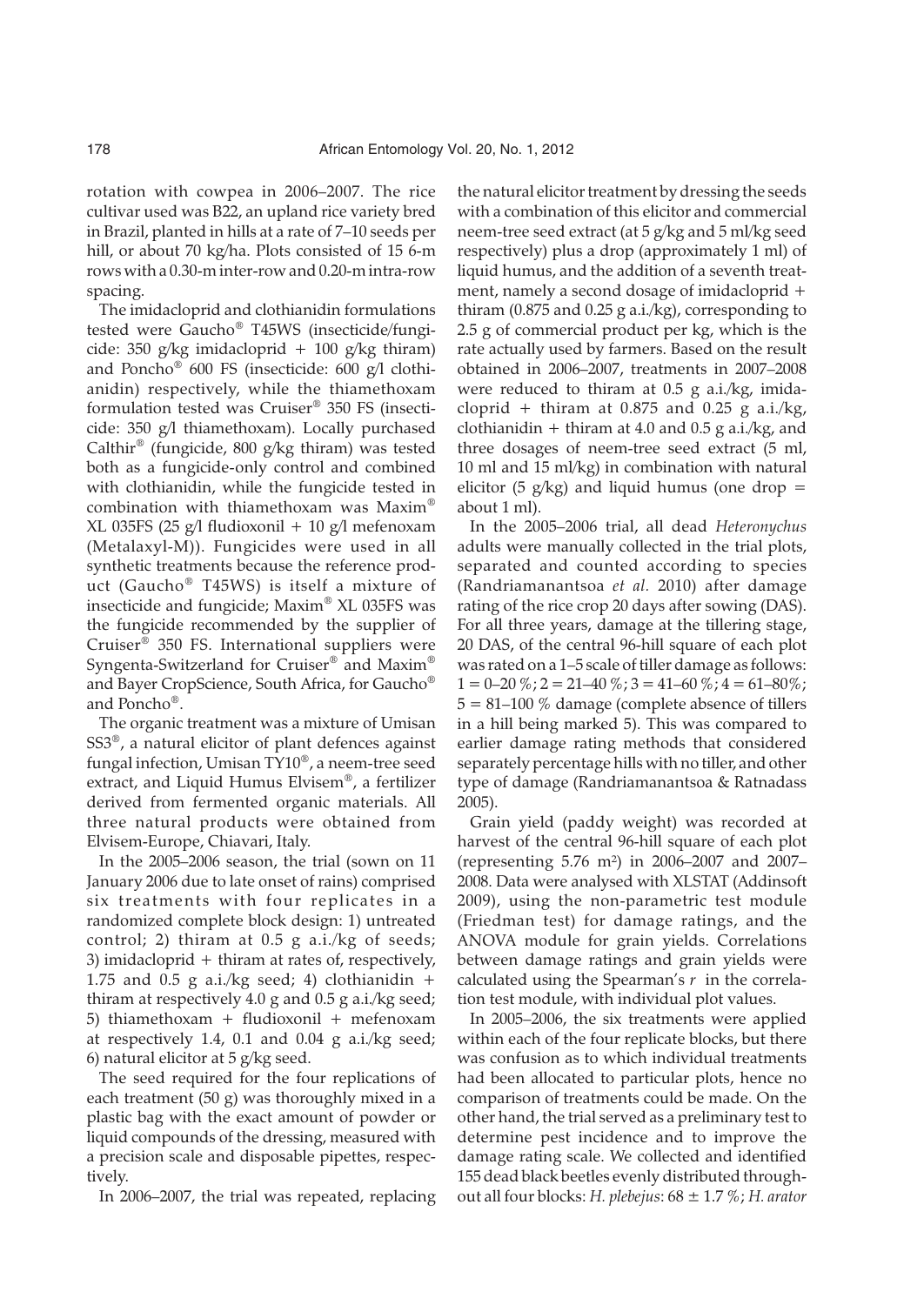rotation with cowpea in 2006–2007. The rice cultivar used was B22, an upland rice variety bred in Brazil, planted in hills at a rate of 7–10 seeds per hill, or about 70 kg/ha. Plots consisted of 15 6-m rows with a 0.30-m inter-row and 0.20-m intra-row spacing.

The imidacloprid and clothianidin formulations tested were Gaucho® T45WS (insecticide/fungicide: 350 g/kg imidacloprid + 100 g/kg thiram) and Poncho® 600 FS (insecticide: 600 g/l clothianidin) respectively, while the thiamethoxam formulation tested was Cruiser® 350 FS (insecticide: 350 g/l thiamethoxam). Locally purchased Calthir® (fungicide, 800 g/kg thiram) was tested both as a fungicide-only control and combined with clothianidin, while the fungicide tested in combination with thiamethoxam was Maxim® XL 035FS (25 g/l fludioxonil + 10 g/l mefenoxam (Metalaxyl-M)). Fungicides were used in all synthetic treatments because the reference product (Gaucho® T45WS) is itself a mixture of insecticide and fungicide; Maxim® XL 035FS was the fungicide recommended by the supplier of Cruiser® 350 FS. International suppliers were Syngenta-Switzerland for Cruiser® and Maxim® and Bayer CropScience, South Africa, for Gaucho® and Poncho®.

The organic treatment was a mixture of Umisan SS3®, a natural elicitor of plant defences against fungal infection, Umisan TY10®, a neem-tree seed extract, and Liquid Humus Elvisem®, a fertilizer derived from fermented organic materials. All three natural products were obtained from Elvisem-Europe, Chiavari, Italy.

In the 2005–2006 season, the trial (sown on 11 January 2006 due to late onset of rains) comprised six treatments with four replicates in a randomized complete block design: 1) untreated control; 2) thiram at 0.5 g a.i./kg of seeds; 3) imidacloprid + thiram at rates of, respectively, 1.75 and 0.5 g a.i./kg seed; 4) clothianidin + thiram at respectively 4.0 g and 0.5 g a.i./kg seed; 5) thiamethoxam + fludioxonil + mefenoxam at respectively 1.4, 0.1 and 0.04 g a.i./kg seed; 6) natural elicitor at 5 g/kg seed.

The seed required for the four replications of each treatment (50 g) was thoroughly mixed in a plastic bag with the exact amount of powder or liquid compounds of the dressing, measured with a precision scale and disposable pipettes, respectively.

In 2006–2007, the trial was repeated, replacing the natural elicitor treatment by dressing the seeds with a combination of this elicitor and commercial neem-tree seed extract (at 5 g/kg and 5 ml/kg seed respectively) plus a drop (approximately 1 ml) of liquid humus, and the addition of a seventh treatment, namely a second dosage of imidacloprid + thiram (0.875 and 0.25 g a.i./kg), corresponding to 2.5 g of commercial product per kg, which is the rate actually used by farmers. Based on the result obtained in 2006–2007, treatments in 2007–2008 were reduced to thiram at 0.5 g a.i./kg, imidacloprid + thiram at 0.875 and 0.25 g a.i./kg, clothianidin + thiram at 4.0 and 0.5 g a.i./kg, and three dosages of neem-tree seed extract (5 ml, 10 ml and 15 ml/kg) in combination with natural elicitor (5 g/kg) and liquid humus (one drop = about 1 ml).

In the 2005–2006 trial, all dead *Heteronychus* adults were manually collected in the trial plots, separated and counted according to species (Randriamanantsoa *et al.* 2010) after damage rating of the rice crop 20 days after sowing (DAS). For all three years, damage at the tillering stage, 20 DAS, of the central 96-hill square of each plot was rated on a 1–5 scale of tiller damage as follows: 1 = 0–20 %; 2 = 21–40 %; 3 = 41–60 %; 4 = 61–80%; 5 = 81–100 % damage (complete absence of tillers in a hill being marked 5). This was compared to earlier damage rating methods that considered separately percentage hills with no tiller, and other type of damage (Randriamanantsoa & Ratnadass 2005).

Grain yield (paddy weight) was recorded at harvest of the central 96-hill square of each plot (representing 5.76 $m^2$) in 2006–2007 and 2007–2008. Data were analysed with XLSTAT (Addinsoft 2009), using the non-parametric test module (Friedman test) for damage ratings, and the ANOVA module for grain yields. Correlations between damage ratings and grain yields were calculated using the Spearman's $r$ in the correlation test module, with individual plot values.

In 2005–2006, the six treatments were applied within each of the four replicate blocks, but there was confusion as to which individual treatments had been allocated to particular plots, hence no comparison of treatments could be made. On the other hand, the trial served as a preliminary test to determine pest incidence and to improve the damage rating scale. We collected and identified 155 dead black beetles evenly distributed throughout all four blocks: *H. plebejus*: 68 ± 1.7 %; *H. arator*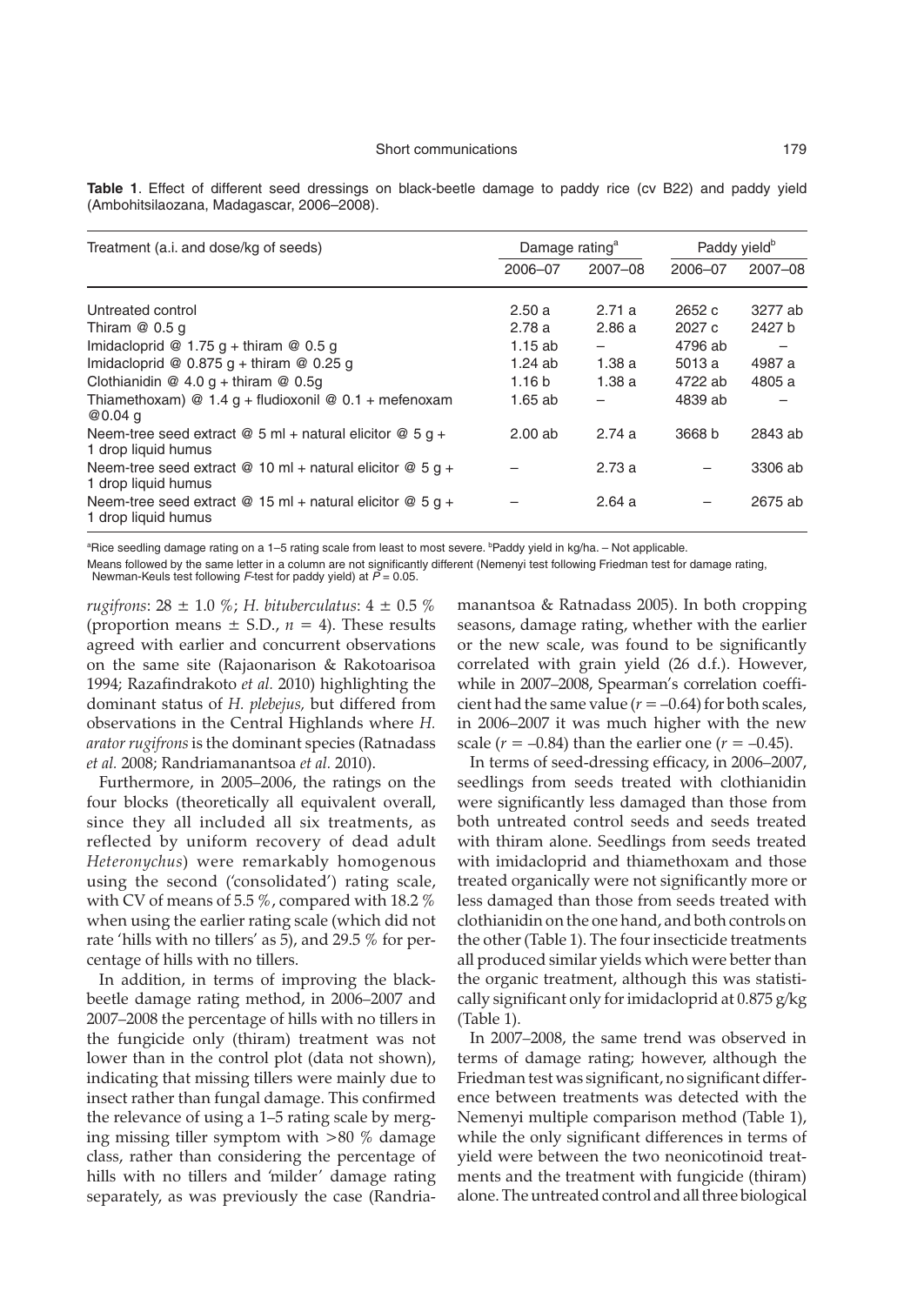**Table 1**. Effect of different seed dressings on black-beetle damage to paddy rice (cv B22) and paddy yield (Ambohitsilaozana, Madagascar, 2006–2008).

| Treatment (a.i. and dose/kg of seeds) | Damage rating[a] | | Paddy yield[b] | |
|---|---|---|---|---|
| | 2006–07 | 2007–08 | 2006–07 | 2007–08 |
| Untreated control | 2.50 a | 2.71 a | 2652 c | 3277 ab |
| Thiram @ 0.5 g | 2.78 a | 2.86 a | 2027 c | 2427 b |
| Imidacloprid @ 1.75 g + thiram @ 0.5 g | 1.15 ab | – | 4796 ab | – |
| Imidacloprid @ 0.875 g + thiram @ 0.25 g | 1.24 ab | 1.38 a | 5013 a | 4987 a |
| Clothianidin @ 4.0 g + thiram @ 0.5g | 1.16 b | 1.38 a | 4722 ab | 4805 a |
| Thiamethoxam) @ 1.4 g + fludioxonil @ 0.1 + mefenoxam @0.04 g | 1.65 ab | – | 4839 ab | – |
| Neem-tree seed extract @ 5 ml + natural elicitor @ 5 g + 1 drop liquid humus | 2.00 ab | 2.74 a | 3668 b | 2843 ab |
| Neem-tree seed extract @ 10 ml + natural elicitor @ 5 g + 1 drop liquid humus | – | 2.73 a | – | 3306 ab |
| Neem-tree seed extract @ 15 ml + natural elicitor @ 5 g + 1 drop liquid humus | – | 2.64 a | – | 2675 ab |

[a]Rice seedling damage rating on a 1–5 rating scale from least to most severe. [b]Paddy yield in kg/ha. – Not applicable.

Means followed by the same letter in a column are not significantly different (Nemenyi test following Friedman test for damage rating, Newman-Keuls test following *F*-test for paddy yield) at $P = 0.05$.

*rugifrons*: 28 ± 1.0 %; *H. bituberculatus*: 4 ± 0.5 % (proportion means ± S.D., $n = 4$). These results agreed with earlier and concurrent observations on the same site (Rajaonarison & Rakotoarisoa 1994; Razafindrakoto *et al.* 2010) highlighting the dominant status of *H. plebejus,* but differed from observations in the Central Highlands where *H. arator rugifrons* is the dominant species (Ratnadass *et al.* 2008; Randriamanantsoa *et al.* 2010).

Furthermore, in 2005–2006, the ratings on the four blocks (theoretically all equivalent overall, since they all included all six treatments, as reflected by uniform recovery of dead adult *Heteronychus*) were remarkably homogenous using the second ('consolidated') rating scale, with CV of means of 5.5 %, compared with 18.2 % when using the earlier rating scale (which did not rate 'hills with no tillers' as 5), and 29.5 % for percentage of hills with no tillers.

In addition, in terms of improving the black-beetle damage rating method, in 2006–2007 and 2007–2008 the percentage of hills with no tillers in the fungicide only (thiram) treatment was not lower than in the control plot (data not shown), indicating that missing tillers were mainly due to insect rather than fungal damage. This confirmed the relevance of using a 1–5 rating scale by merging missing tiller symptom with >80 % damage class, rather than considering the percentage of hills with no tillers and 'milder' damage rating separately, as was previously the case (Randriamanantsoa & Ratnadass 2005). In both cropping seasons, damage rating, whether with the earlier or the new scale, was found to be significantly correlated with grain yield (26 d.f.). However, while in 2007–2008, Spearman's correlation coefficient had the same value ($r = -0.64$) for both scales, in 2006–2007 it was much higher with the new scale ($r = -0.84$) than the earlier one ($r = -0.45$).

In terms of seed-dressing efficacy, in 2006–2007, seedlings from seeds treated with clothianidin were significantly less damaged than those from both untreated control seeds and seeds treated with thiram alone. Seedlings from seeds treated with imidacloprid and thiamethoxam and those treated organically were not significantly more or less damaged than those from seeds treated with clothianidin on the one hand, and both controls on the other (Table 1). The four insecticide treatments all produced similar yields which were better than the organic treatment, although this was statistically significant only for imidacloprid at 0.875 g/kg (Table 1).

In 2007–2008, the same trend was observed in terms of damage rating; however, although the Friedman test was significant, no significant difference between treatments was detected with the Nemenyi multiple comparison method (Table 1), while the only significant differences in terms of yield were between the two neonicotinoid treatments and the treatment with fungicide (thiram) alone. The untreated control and all three biological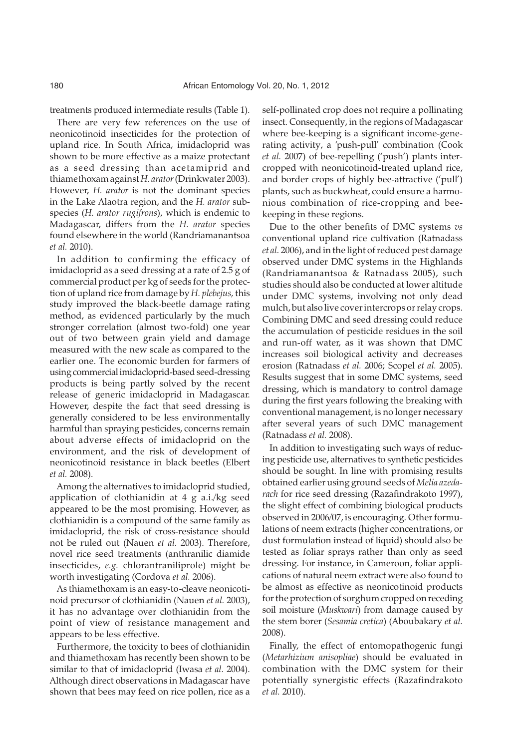treatments produced intermediate results (Table 1).

There are very few references on the use of neonicotinoid insecticides for the protection of upland rice. In South Africa, imidacloprid was shown to be more effective as a maize protectant as a seed dressing than acetamiprid and thiamethoxam against *H. arator* (Drinkwater 2003). However, *H. arator* is not the dominant species in the Lake Alaotra region, and the *H. arator* subspecies (*H. arator rugifrons*), which is endemic to Madagascar, differs from the *H. arator* species found elsewhere in the world (Randriamanantsoa *et al.* 2010).

In addition to confirming the efficacy of imidacloprid as a seed dressing at a rate of 2.5 g of commercial product per kg of seeds for the protection of upland rice from damage by *H. plebejus,* this study improved the black-beetle damage rating method, as evidenced particularly by the much stronger correlation (almost two-fold) one year out of two between grain yield and damage measured with the new scale as compared to the earlier one. The economic burden for farmers of using commercial imidacloprid-based seed-dressing products is being partly solved by the recent release of generic imidacloprid in Madagascar. However, despite the fact that seed dressing is generally considered to be less environmentally harmful than spraying pesticides, concerns remain about adverse effects of imidacloprid on the environment, and the risk of development of neonicotinoid resistance in black beetles (Elbert *et al.* 2008).

Among the alternatives to imidacloprid studied, application of clothianidin at 4 g a.i./kg seed appeared to be the most promising. However, as clothianidin is a compound of the same family as imidacloprid, the risk of cross-resistance should not be ruled out (Nauen *et al.* 2003). Therefore, novel rice seed treatments (anthranilic diamide insecticides, *e.g.* chlorantraniliprole) might be worth investigating (Cordova *et al.* 2006).

As thiamethoxam is an easy-to-cleave neonicotinoid precursor of clothianidin (Nauen *et al.* 2003), it has no advantage over clothianidin from the point of view of resistance management and appears to be less effective.

Furthermore, the toxicity to bees of clothianidin and thiamethoxam has recently been shown to be similar to that of imidacloprid (Iwasa *et al.* 2004). Although direct observations in Madagascar have shown that bees may feed on rice pollen, rice as a self-pollinated crop does not require a pollinating insect. Consequently, in the regions of Madagascar where bee-keeping is a significant income-generating activity, a 'push-pull' combination (Cook *et al.* 2007) of bee-repelling ('push') plants intercropped with neonicotinoid-treated upland rice, and border crops of highly bee-attractive ('pull') plants, such as buckwheat, could ensure a harmonious combination of rice-cropping and bee-keeping in these regions.

Due to the other benefits of DMC systems *vs* conventional upland rice cultivation (Ratnadass *et al.* 2006), and in the light of reduced pest damage observed under DMC systems in the Highlands (Randriamanantsoa & Ratnadass 2005), such studies should also be conducted at lower altitude under DMC systems, involving not only dead mulch, but also live cover intercrops or relay crops. Combining DMC and seed dressing could reduce the accumulation of pesticide residues in the soil and run-off water, as it was shown that DMC increases soil biological activity and decreases erosion (Ratnadass *et al.* 2006; Scopel *et al.* 2005). Results suggest that in some DMC systems, seed dressing, which is mandatory to control damage during the first years following the breaking with conventional management, is no longer necessary after several years of such DMC management (Ratnadass *et al.* 2008).

In addition to investigating such ways of reducing pesticide use, alternatives to synthetic pesticides should be sought. In line with promising results obtained earlier using ground seeds of *Melia azedarach* for rice seed dressing (Razafindrakoto 1997), the slight effect of combining biological products observed in 2006/07, is encouraging. Other formulations of neem extracts (higher concentrations, or dust formulation instead of liquid) should also be tested as foliar sprays rather than only as seed dressing. For instance, in Cameroon, foliar applications of natural neem extract were also found to be almost as effective as neonicotinoid products for the protection of sorghum cropped on receding soil moisture (*Muskwari*) from damage caused by the stem borer (*Sesamia cretica*) (Aboubakary *et al.* 2008).

Finally, the effect of entomopathogenic fungi (*Metarhizium anisopliae*) should be evaluated in combination with the DMC system for their potentially synergistic effects (Razafindrakoto *et al.* 2010).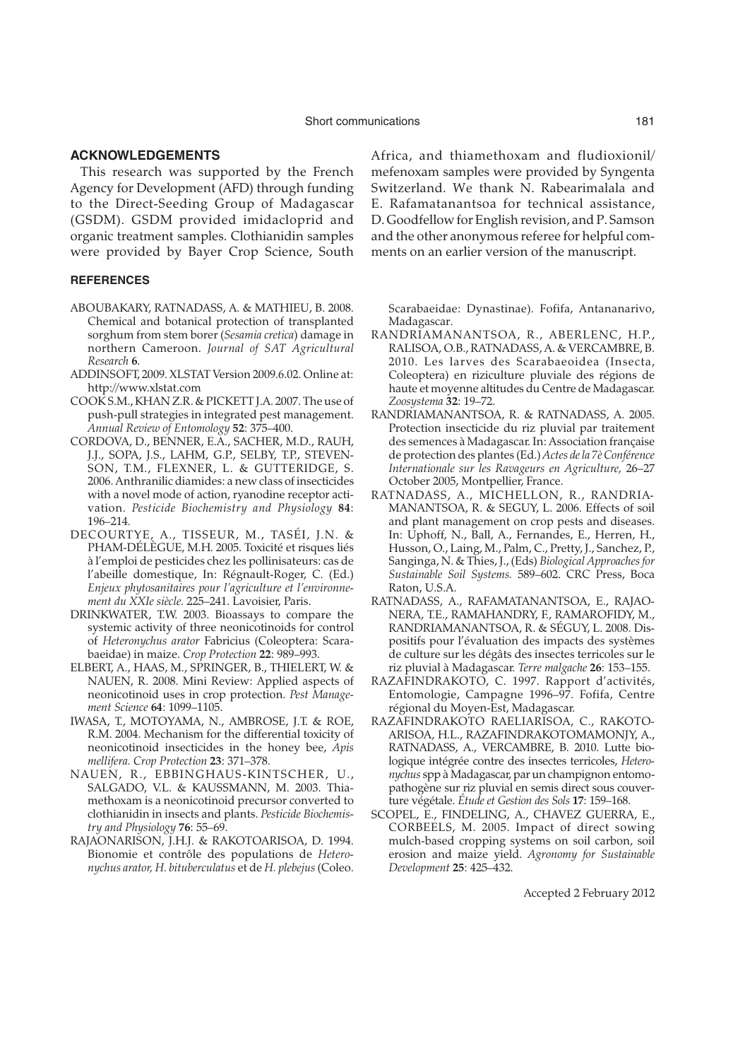## ACKNOWLEDGEMENTS

This research was supported by the French Agency for Development (AFD) through funding to the Direct-Seeding Group of Madagascar (GSDM). GSDM provided imidacloprid and organic treatment samples. Clothianidin samples were provided by Bayer Crop Science, South Africa, and thiamethoxam and fludioxionil/ mefenoxam samples were provided by Syngenta Switzerland. We thank N. Rabearimalala and E. Rafamatanantsoa for technical assistance, D. Goodfellow for English revision, and P. Samson and the other anonymous referee for helpful comments on an earlier version of the manuscript.

## REFERENCES

ABOUBAKARY, RATNADASS, A. & MATHIEU, B. 2008. Chemical and botanical protection of transplanted sorghum from stem borer (*Sesamia cretica*) damage in northern Cameroon. *Journal of SAT Agricultural Research* **6**.

ADDINSOFT, 2009. XLSTAT Version 2009.6.02. Online at: http://www.xlstat.com

COOK S.M., KHAN Z.R. & PICKETT J.A. 2007. The use of push-pull strategies in integrated pest management. *Annual Review of Entomology* **52**: 375–400.

CORDOVA, D., BENNER, E.A., SACHER, M.D., RAUH, J.J., SOPA, J.S., LAHM, G.P., SELBY, T.P., STEVENSON, T.M., FLEXNER, L. & GUTTERIDGE, S. 2006. Anthranilic diamides: a new class of insecticides with a novel mode of action, ryanodine receptor activation. *Pesticide Biochemistry and Physiology* **84**: 196–214.

DECOURTYE, A., TISSEUR, M., TASÉI, J.N. & PHAM-DÉLÈGUE, M.H. 2005. Toxicité et risques liés à l'emploi de pesticides chez les pollinisateurs: cas de l'abeille domestique, In: Régnault-Roger, C. (Ed.) *Enjeux phytosanitaires pour l'agriculture et l'environnement du XXIe siècle.* 225–241. Lavoisier, Paris.

DRINKWATER, T.W. 2003. Bioassays to compare the systemic activity of three neonicotinoids for control of *Heteronychus arator* Fabricius (Coleoptera: Scarabaeidae) in maize. *Crop Protection* **22**: 989–993.

ELBERT, A., HAAS, M., SPRINGER, B., THIELERT, W. & NAUEN, R. 2008. Mini Review: Applied aspects of neonicotinoid uses in crop protection. *Pest Management Science* **64**: 1099–1105.

IWASA, T., MOTOYAMA, N., AMBROSE, J.T. & ROE, R.M. 2004. Mechanism for the differential toxicity of neonicotinoid insecticides in the honey bee, *Apis mellifera. Crop Protection* **23**: 371–378.

NAUEN, R., EBBINGHAUS-KINTSCHER, U., SALGADO, V.L. & KAUSSMANN, M. 2003. Thiamethoxam is a neonicotinoid precursor converted to clothianidin in insects and plants. *Pesticide Biochemistry and Physiology* **76**: 55–69.

RAJAONARISON, J.H.J. & RAKOTOARISOA, D. 1994. Bionomie et contrôle des populations de *Heteronychus arator, H. bituberculatus* et de *H. plebejus* (Coleo. Scarabaeidae: Dynastinae). Fofifa, Antananarivo, Madagascar.

RANDRIAMANANTSOA, R., ABERLENC, H.P., RALISOA, O.B., RATNADASS, A. & VERCAMBRE, B. 2010. Les larves des Scarabaeoidea (Insecta, Coleoptera) en riziculture pluviale des régions de haute et moyenne altitudes du Centre de Madagascar. *Zoosystema* **32**: 19–72.

RANDRIAMANANTSOA, R. & RATNADASS, A. 2005. Protection insecticide du riz pluvial par traitement des semences à Madagascar. In: Association française de protection des plantes (Ed.) *Actes de la 7è Conférence Internationale sur les Ravageurs en Agriculture,* 26–27 October 2005, Montpellier, France.

RATNADASS, A., MICHELLON, R., RANDRIAMANANTSOA, R. & SEGUY, L. 2006. Effects of soil and plant management on crop pests and diseases. In: Uphoff, N., Ball, A., Fernandes, E., Herren, H., Husson, O., Laing, M., Palm, C., Pretty, J., Sanchez, P., Sanginga, N. & Thies, J., (Eds) *Biological Approaches for Sustainable Soil Systems.* 589–602. CRC Press, Boca Raton, U.S.A.

RATNADASS, A., RAFAMATANANTSOA, E., RAJAONERA, T.E., RAMAHANDRY, F., RAMAROFIDY, M., RANDRIAMANANTSOA, R. & SÉGUY, L. 2008. Dispositifs pour l'évaluation des impacts des systèmes de culture sur les dégâts des insectes terricoles sur le riz pluvial à Madagascar. *Terre malgache* **26**: 153–155.

RAZAFINDRAKOTO, C. 1997. Rapport d'activités, Entomologie, Campagne 1996–97. Fofifa, Centre régional du Moyen-Est, Madagascar.

RAZAFINDRAKOTO RAELIARISOA, C., RAKOTOARISOA, H.L., RAZAFINDRAKOTOMAMONJY, A., RATNADASS, A., VERCAMBRE, B. 2010. Lutte biologique intégrée contre des insectes terricoles, *Heteronychus* spp à Madagascar, par un champignon entomopathogène sur riz pluvial en semis direct sous couverture végétale. *Étude et Gestion des Sols* **17**: 159–168.

SCOPEL, E., FINDELING, A., CHAVEZ GUERRA, E., CORBEELS, M. 2005. Impact of direct sowing mulch-based cropping systems on soil carbon, soil erosion and maize yield. *Agronomy for Sustainable Development* **25**: 425–432.

Accepted 2 February 2012